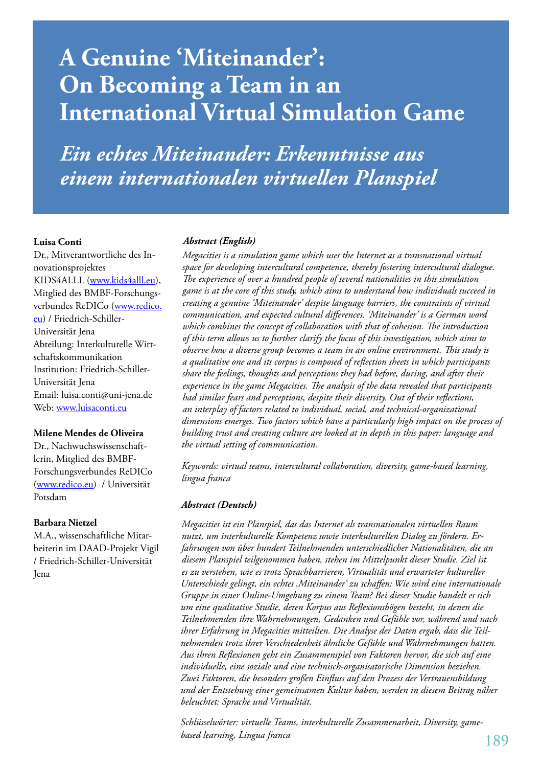# A Genuine 'Miteinander': On Becoming a Team in an International Virtual Simulation Game

## *Ein echtes Miteinander: Erkenntnisse aus einem internationalen virtuellen Planspiel*

**Luisa Conti**
Dr., Mitverantwortliche des Innovationsprojektes KIDS4ALLL (www.kids4alll.eu), Mitglied des BMBF-Forschungsverbundes ReDICo (www.redico.eu) / Friedrich-Schiller-Universität Jena
Abteilung: Interkulturelle Wirtschaftskommunikation
Institution: Friedrich-Schiller-Universität Jena
Email: luisa.conti@uni-jena.de
Web: www.luisaconti.eu

**Milene Mendes de Oliveira**
Dr., Nachwuchswissenschaftlerin, Mitglied des BMBF-Forschungsverbundes ReDICo (www.redico.eu) / Universität Potsdam

**Barbara Nietzel**
M.A., wissenschaftliche Mitarbeiterin im DAAD-Projekt Vigil / Friedrich-Schiller-Universität Jena

***Abstract (English)***

*Megacities is a simulation game which uses the Internet as a transnational virtual space for developing intercultural competence, thereby fostering intercultural dialogue. The experience of over a hundred people of several nationalities in this simulation game is at the core of this study, which aims to understand how individuals succeed in creating a genuine 'Miteinander' despite language barriers, the constraints of virtual communication, and expected cultural differences. 'Miteinander' is a German word which combines the concept of collaboration with that of cohesion. The introduction of this term allows us to further clarify the focus of this investigation, which aims to observe how a diverse group becomes a team in an online environment. This study is a qualitative one and its corpus is composed of reflection sheets in which participants share the feelings, thoughts and perceptions they had before, during, and after their experience in the game Megacities. The analysis of the data revealed that participants had similar fears and perceptions, despite their diversity. Out of their reflections, an interplay of factors related to individual, social, and technical-organizational dimensions emerges. Two factors which have a particularly high impact on the process of building trust and creating culture are looked at in depth in this paper: language and the virtual setting of communication.*

*Keywords: virtual teams, intercultural collaboration, diversity, game-based learning, lingua franca*

***Abstract (Deutsch)***

*Megacities ist ein Planspiel, das das Internet als transnationalen virtuellen Raum nutzt, um interkulturelle Kompetenz sowie interkulturellen Dialog zu fördern. Erfahrungen von über hundert Teilnehmenden unterschiedlicher Nationalitäten, die an diesem Planspiel teilgenommen haben, stehen im Mittelpunkt dieser Studie. Ziel ist es zu verstehen, wie es trotz Sprachbarrieren, Virtualität und erwarteter kultureller Unterschiede gelingt, ein echtes ‚Miteinander' zu schaffen: Wie wird eine internationale Gruppe in einer Online-Umgebung zu einem Team? Bei dieser Studie handelt es sich um eine qualitative Studie, deren Korpus aus Reflexionsbögen besteht, in denen die Teilnehmenden ihre Wahrnehmungen, Gedanken und Gefühle vor, während und nach ihrer Erfahrung in Megacities mitteilten. Die Analyse der Daten ergab, dass die Teilnehmenden trotz ihrer Verschiedenheit ähnliche Gefühle und Wahrnehmungen hatten. Aus ihren Reflexionen geht ein Zusammenspiel von Faktoren hervor, die sich auf eine individuelle, eine soziale und eine technisch-organisatorische Dimension beziehen. Zwei Faktoren, die besonders großen Einfluss auf den Prozess der Vertrauensbildung und der Entstehung einer gemeinsamen Kultur haben, werden in diesem Beitrag näher beleuchtet: Sprache und Virtualität.*

*Schlüsselwörter: virtuelle Teams, interkulturelle Zusammenarbeit, Diversity, game-based learning, Lingua franca*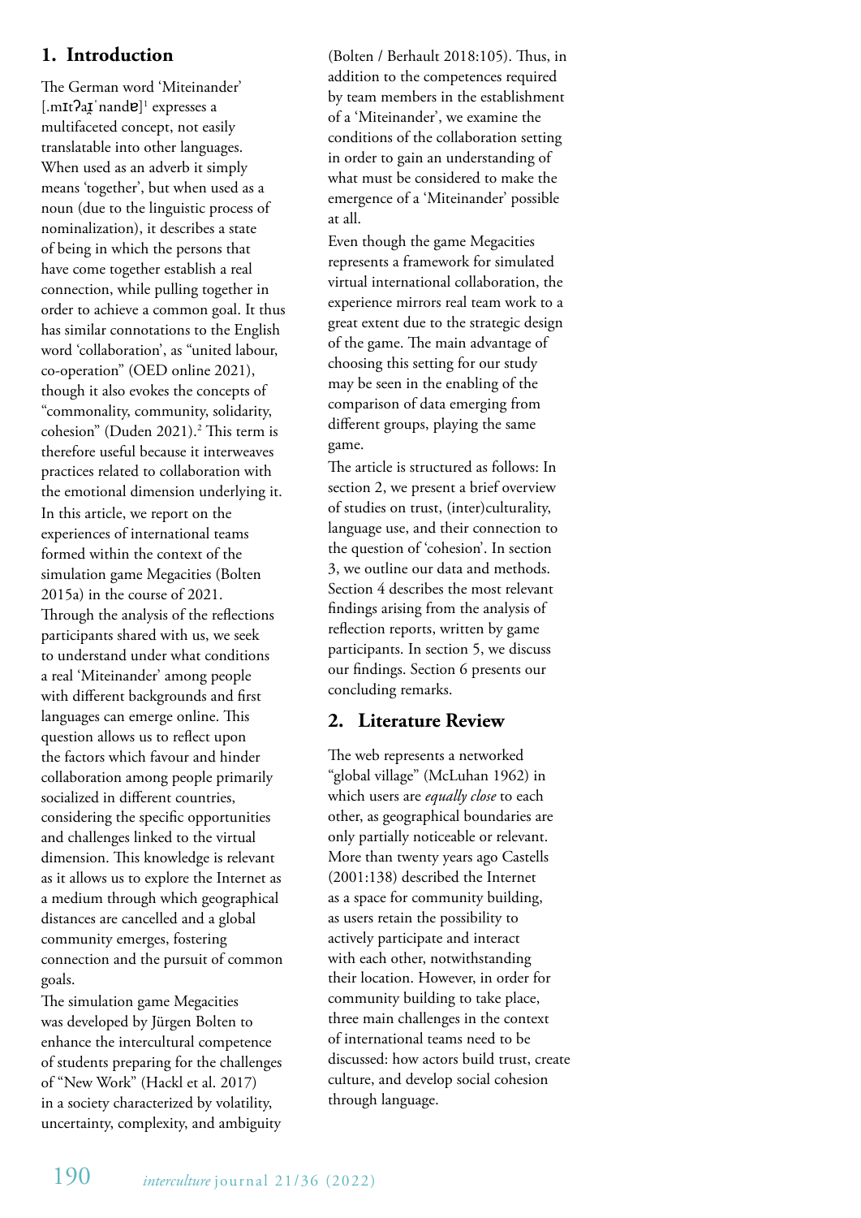## 1. Introduction

The German word 'Miteinander' [.mɪtʔaɪ̯ˈnandɐ][1] expresses a multifaceted concept, not easily translatable into other languages. When used as an adverb it simply means 'together', but when used as a noun (due to the linguistic process of nominalization), it describes a state of being in which the persons that have come together establish a real connection, while pulling together in order to achieve a common goal. It thus has similar connotations to the English word 'collaboration', as "united labour, co-operation" (OED online 2021), though it also evokes the concepts of "commonality, community, solidarity, cohesion" (Duden 2021).[2] This term is therefore useful because it interweaves practices related to collaboration with the emotional dimension underlying it.

In this article, we report on the experiences of international teams formed within the context of the simulation game Megacities (Bolten 2015a) in the course of 2021. Through the analysis of the reflections participants shared with us, we seek to understand under what conditions a real 'Miteinander' among people with different backgrounds and first languages can emerge online. This question allows us to reflect upon the factors which favour and hinder collaboration among people primarily socialized in different countries, considering the specific opportunities and challenges linked to the virtual dimension. This knowledge is relevant as it allows us to explore the Internet as a medium through which geographical distances are cancelled and a global community emerges, fostering connection and the pursuit of common goals.

The simulation game Megacities was developed by Jürgen Bolten to enhance the intercultural competence of students preparing for the challenges of "New Work" (Hackl et al. 2017) in a society characterized by volatility, uncertainty, complexity, and ambiguity (Bolten / Berhault 2018:105). Thus, in addition to the competences required by team members in the establishment of a 'Miteinander', we examine the conditions of the collaboration setting in order to gain an understanding of what must be considered to make the emergence of a 'Miteinander' possible at all.

Even though the game Megacities represents a framework for simulated virtual international collaboration, the experience mirrors real team work to a great extent due to the strategic design of the game. The main advantage of choosing this setting for our study may be seen in the enabling of the comparison of data emerging from different groups, playing the same game.

The article is structured as follows: In section 2, we present a brief overview of studies on trust, (inter)culturality, language use, and their connection to the question of 'cohesion'. In section 3, we outline our data and methods. Section 4 describes the most relevant findings arising from the analysis of reflection reports, written by game participants. In section 5, we discuss our findings. Section 6 presents our concluding remarks.

## 2. Literature Review

The web represents a networked "global village" (McLuhan 1962) in which users are *equally close* to each other, as geographical boundaries are only partially noticeable or relevant. More than twenty years ago Castells (2001:138) described the Internet as a space for community building, as users retain the possibility to actively participate and interact with each other, notwithstanding their location. However, in order for community building to take place, three main challenges in the context of international teams need to be discussed: how actors build trust, create culture, and develop social cohesion through language.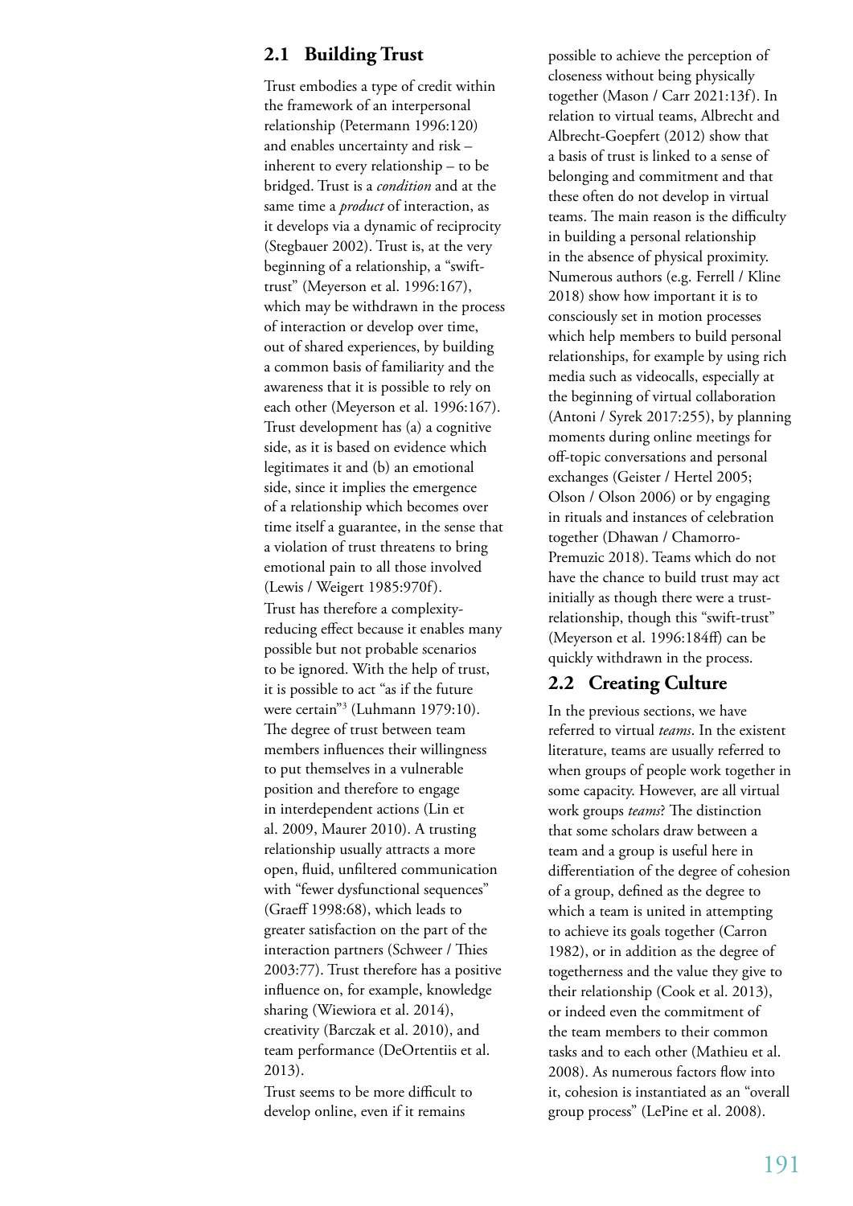## 2.1 Building Trust

Trust embodies a type of credit within the framework of an interpersonal relationship (Petermann 1996:120) and enables uncertainty and risk – inherent to every relationship – to be bridged. Trust is a *condition* and at the same time a *product* of interaction, as it develops via a dynamic of reciprocity (Stegbauer 2002). Trust is, at the very beginning of a relationship, a "swift-trust" (Meyerson et al. 1996:167), which may be withdrawn in the process of interaction or develop over time, out of shared experiences, by building a common basis of familiarity and the awareness that it is possible to rely on each other (Meyerson et al. 1996:167). Trust development has (a) a cognitive side, as it is based on evidence which legitimates it and (b) an emotional side, since it implies the emergence of a relationship which becomes over time itself a guarantee, in the sense that a violation of trust threatens to bring emotional pain to all those involved (Lewis / Weigert 1985:970f).

Trust has therefore a complexity-reducing effect because it enables many possible but not probable scenarios to be ignored. With the help of trust, it is possible to act "as if the future were certain"[3] (Luhmann 1979:10). The degree of trust between team members influences their willingness to put themselves in a vulnerable position and therefore to engage in interdependent actions (Lin et al. 2009, Maurer 2010). A trusting relationship usually attracts a more open, fluid, unfiltered communication with "fewer dysfunctional sequences" (Graeff 1998:68), which leads to greater satisfaction on the part of the interaction partners (Schweer / Thies 2003:77). Trust therefore has a positive influence on, for example, knowledge sharing (Wiewiora et al. 2014), creativity (Barczak et al. 2010), and team performance (DeOrtentiis et al. 2013).

Trust seems to be more difficult to develop online, even if it remains possible to achieve the perception of closeness without being physically together (Mason / Carr 2021:13f). In relation to virtual teams, Albrecht and Albrecht-Goepfert (2012) show that a basis of trust is linked to a sense of belonging and commitment and that these often do not develop in virtual teams. The main reason is the difficulty in building a personal relationship in the absence of physical proximity. Numerous authors (e.g. Ferrell / Kline 2018) show how important it is to consciously set in motion processes which help members to build personal relationships, for example by using rich media such as videocalls, especially at the beginning of virtual collaboration (Antoni / Syrek 2017:255), by planning moments during online meetings for off-topic conversations and personal exchanges (Geister / Hertel 2005; Olson / Olson 2006) or by engaging in rituals and instances of celebration together (Dhawan / Chamorro-Premuzic 2018). Teams which do not have the chance to build trust may act initially as though there were a trust-relationship, though this "swift-trust" (Meyerson et al. 1996:184ff) can be quickly withdrawn in the process.

## 2.2 Creating Culture

In the previous sections, we have referred to virtual *teams*. In the existent literature, teams are usually referred to when groups of people work together in some capacity. However, are all virtual work groups *teams*? The distinction that some scholars draw between a team and a group is useful here in differentiation of the degree of cohesion of a group, defined as the degree to which a team is united in attempting to achieve its goals together (Carron 1982), or in addition as the degree of togetherness and the value they give to their relationship (Cook et al. 2013), or indeed even the commitment of the team members to their common tasks and to each other (Mathieu et al. 2008). As numerous factors flow into it, cohesion is instantiated as an "overall group process" (LePine et al. 2008).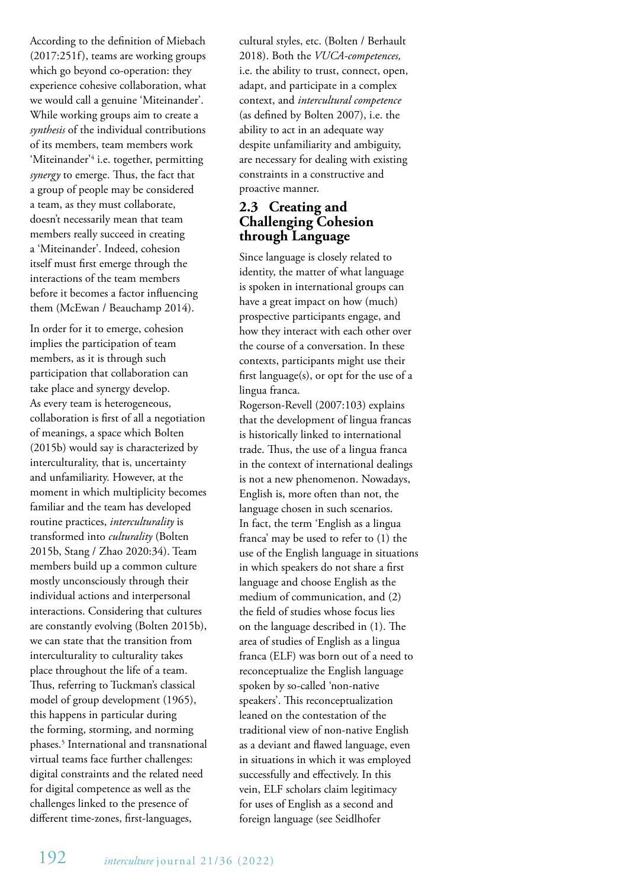According to the definition of Miebach (2017:251f), teams are working groups which go beyond co-operation: they experience cohesive collaboration, what we would call a genuine 'Miteinander'. While working groups aim to create a *synthesis* of the individual contributions of its members, team members work 'Miteinander'[4] i.e. together, permitting *synergy* to emerge. Thus, the fact that a group of people may be considered a team, as they must collaborate, doesn't necessarily mean that team members really succeed in creating a 'Miteinander'. Indeed, cohesion itself must first emerge through the interactions of the team members before it becomes a factor influencing them (McEwan / Beauchamp 2014).

In order for it to emerge, cohesion implies the participation of team members, as it is through such participation that collaboration can take place and synergy develop. As every team is heterogeneous, collaboration is first of all a negotiation of meanings, a space which Bolten (2015b) would say is characterized by interculturality, that is, uncertainty and unfamiliarity. However, at the moment in which multiplicity becomes familiar and the team has developed routine practices, *interculturality* is transformed into *culturality* (Bolten 2015b, Stang / Zhao 2020:34). Team members build up a common culture mostly unconsciously through their individual actions and interpersonal interactions. Considering that cultures are constantly evolving (Bolten 2015b), we can state that the transition from interculturality to culturality takes place throughout the life of a team. Thus, referring to Tuckman's classical model of group development (1965), this happens in particular during the forming, storming, and norming phases.[5] International and transnational virtual teams face further challenges: digital constraints and the related need for digital competence as well as the challenges linked to the presence of different time-zones, first-languages, cultural styles, etc. (Bolten / Berhault 2018). Both the *VUCA-competences,* i.e. the ability to trust, connect, open, adapt, and participate in a complex context, and *intercultural competence* (as defined by Bolten 2007), i.e. the ability to act in an adequate way despite unfamiliarity and ambiguity, are necessary for dealing with existing constraints in a constructive and proactive manner.

## 2.3 Creating and Challenging Cohesion through Language

Since language is closely related to identity, the matter of what language is spoken in international groups can have a great impact on how (much) prospective participants engage, and how they interact with each other over the course of a conversation. In these contexts, participants might use their first language(s), or opt for the use of a lingua franca.

Rogerson-Revell (2007:103) explains that the development of lingua francas is historically linked to international trade. Thus, the use of a lingua franca in the context of international dealings is not a new phenomenon. Nowadays, English is, more often than not, the language chosen in such scenarios. In fact, the term 'English as a lingua franca' may be used to refer to (1) the use of the English language in situations in which speakers do not share a first language and choose English as the medium of communication, and (2) the field of studies whose focus lies on the language described in (1). The area of studies of English as a lingua franca (ELF) was born out of a need to reconceptualize the English language spoken by so-called 'non-native speakers'. This reconceptualization leaned on the contestation of the traditional view of non-native English as a deviant and flawed language, even in situations in which it was employed successfully and effectively. In this vein, ELF scholars claim legitimacy for uses of English as a second and foreign language (see Seidlhofer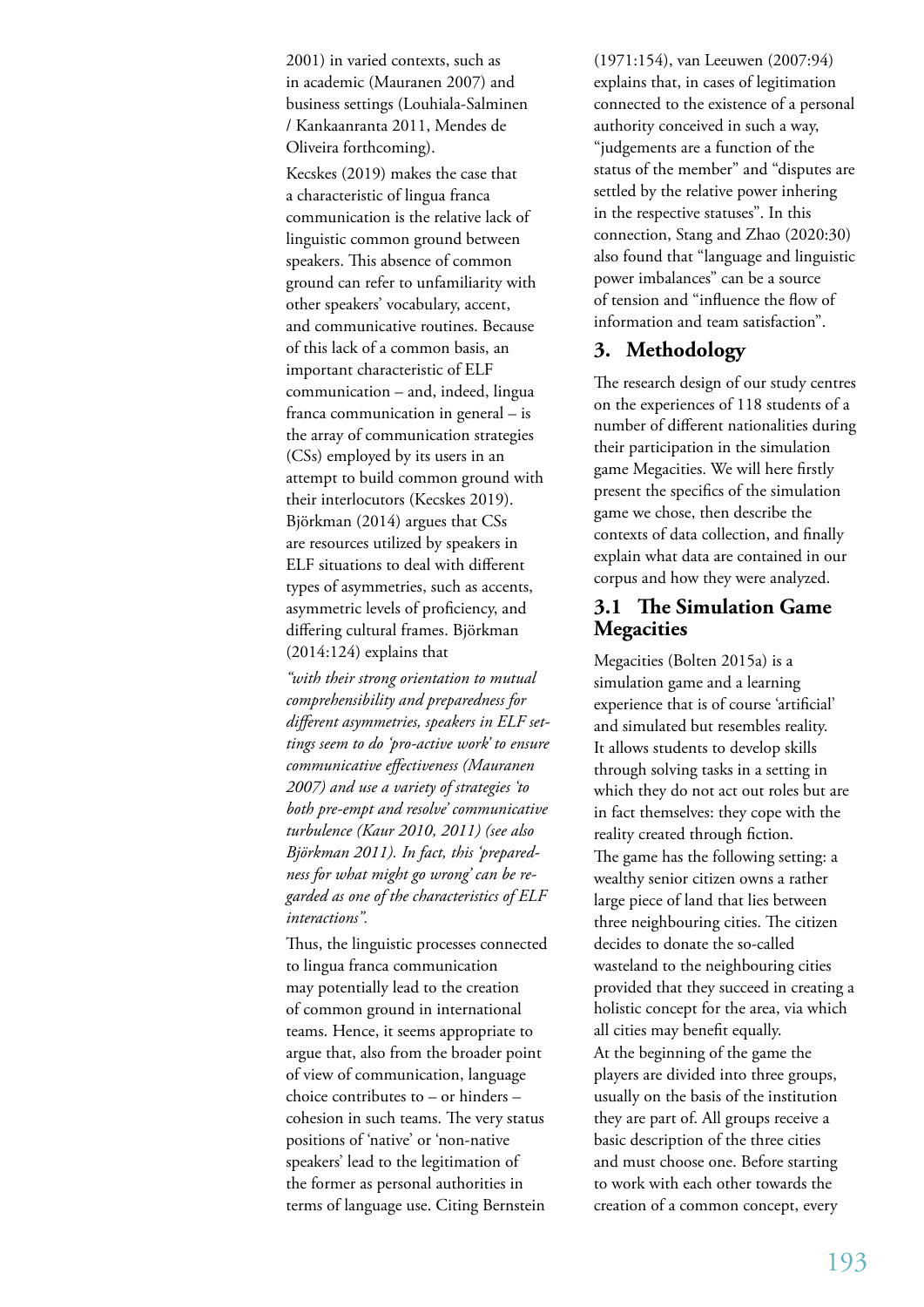2001) in varied contexts, such as in academic (Mauranen 2007) and business settings (Louhiala-Salminen / Kankaanranta 2011, Mendes de Oliveira forthcoming).

Kecskes (2019) makes the case that a characteristic of lingua franca communication is the relative lack of linguistic common ground between speakers. This absence of common ground can refer to unfamiliarity with other speakers' vocabulary, accent, and communicative routines. Because of this lack of a common basis, an important characteristic of ELF communication – and, indeed, lingua franca communication in general – is the array of communication strategies (CSs) employed by its users in an attempt to build common ground with their interlocutors (Kecskes 2019). Björkman (2014) argues that CSs are resources utilized by speakers in ELF situations to deal with different types of asymmetries, such as accents, asymmetric levels of proficiency, and differing cultural frames. Björkman (2014:124) explains that

*"with their strong orientation to mutual comprehensibility and preparedness for different asymmetries, speakers in ELF settings seem to do 'pro-active work' to ensure communicative effectiveness (Mauranen 2007) and use a variety of strategies 'to both pre-empt and resolve' communicative turbulence (Kaur 2010, 2011) (see also Björkman 2011). In fact, this 'preparedness for what might go wrong' can be regarded as one of the characteristics of ELF interactions".*

Thus, the linguistic processes connected to lingua franca communication may potentially lead to the creation of common ground in international teams. Hence, it seems appropriate to argue that, also from the broader point of view of communication, language choice contributes to – or hinders – cohesion in such teams. The very status positions of 'native' or 'non-native speakers' lead to the legitimation of the former as personal authorities in terms of language use. Citing Bernstein (1971:154), van Leeuwen (2007:94) explains that, in cases of legitimation connected to the existence of a personal authority conceived in such a way, "judgements are a function of the status of the member" and "disputes are settled by the relative power inhering in the respective statuses". In this connection, Stang and Zhao (2020:30) also found that "language and linguistic power imbalances" can be a source of tension and "influence the flow of information and team satisfaction".

## 3. Methodology

The research design of our study centres on the experiences of 118 students of a number of different nationalities during their participation in the simulation game Megacities. We will here firstly present the specifics of the simulation game we chose, then describe the contexts of data collection, and finally explain what data are contained in our corpus and how they were analyzed.

### 3.1 The Simulation Game Megacities

Megacities (Bolten 2015a) is a simulation game and a learning experience that is of course 'artificial' and simulated but resembles reality. It allows students to develop skills through solving tasks in a setting in which they do not act out roles but are in fact themselves: they cope with the reality created through fiction.

The game has the following setting: a wealthy senior citizen owns a rather large piece of land that lies between three neighbouring cities. The citizen decides to donate the so-called wasteland to the neighbouring cities provided that they succeed in creating a holistic concept for the area, via which all cities may benefit equally.

At the beginning of the game the players are divided into three groups, usually on the basis of the institution they are part of. All groups receive a basic description of the three cities and must choose one. Before starting to work with each other towards the creation of a common concept, every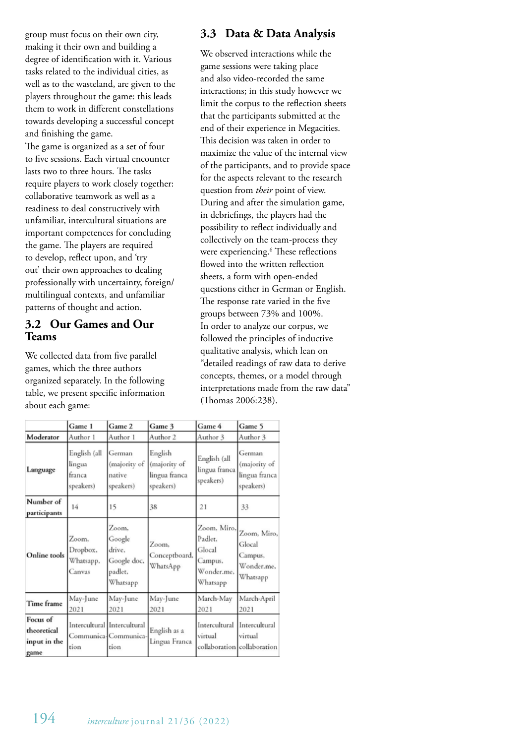group must focus on their own city, making it their own and building a degree of identification with it. Various tasks related to the individual cities, as well as to the wasteland, are given to the players throughout the game: this leads them to work in different constellations towards developing a successful concept and finishing the game.

The game is organized as a set of four to five sessions. Each virtual encounter lasts two to three hours. The tasks require players to work closely together: collaborative teamwork as well as a readiness to deal constructively with unfamiliar, intercultural situations are important competences for concluding the game. The players are required to develop, reflect upon, and 'try out' their own approaches to dealing professionally with uncertainty, foreign/multilingual contexts, and unfamiliar patterns of thought and action.

## 3.2 Our Games and Our Teams

We collected data from five parallel games, which the three authors organized separately. In the following table, we present specific information about each game:

| | Game 1 | Game 2 | Game 3 | Game 4 | Game 5 |
|---|---|---|---|---|---|
| **Moderator** | Author 1 | Author 1 | Author 2 | Author 3 | Author 3 |
| **Language** | English (all lingua franca speakers) | German (majority of native speakers) | English (majority of lingua franca speakers) | English (all lingua franca speakers) | German (majority of lingua franca speakers) |
| **Number of participants** | 14 | 15 | 38 | 21 | 33 |
| **Online tools** | Zoom, Dropbox, Whatsapp, Canvas | Zoom, Google drive, Google doc, padlet, Whatsapp | Zoom, Conceptboard, WhatsApp | Zoom, Miro, Padlet, Glocal Campus, Wonder.me, Whatsapp | Zoom, Miro, Glocal Campus, Wonder.me, Whatsapp |
| **Time frame** | May-June 2021 | May-June 2021 | May-June 2021 | March-May 2021 | March-April 2021 |
| **Focus of theoretical input in the game** | Intercultural Communication | Intercultural Communication | English as a Lingua Franca | Intercultural virtual collaboration | Intercultural virtual collaboration |

## 3.3 Data & Data Analysis

We observed interactions while the game sessions were taking place and also video-recorded the same interactions; in this study however we limit the corpus to the reflection sheets that the participants submitted at the end of their experience in Megacities. This decision was taken in order to maximize the value of the internal view of the participants, and to provide space for the aspects relevant to the research question from *their* point of view.

During and after the simulation game, in debriefings, the players had the possibility to reflect individually and collectively on the team-process they were experiencing.[6] These reflections flowed into the written reflection sheets, a form with open-ended questions either in German or English. The response rate varied in the five groups between 73% and 100%.

In order to analyze our corpus, we followed the principles of inductive qualitative analysis, which lean on "detailed readings of raw data to derive concepts, themes, or a model through interpretations made from the raw data" (Thomas 2006:238).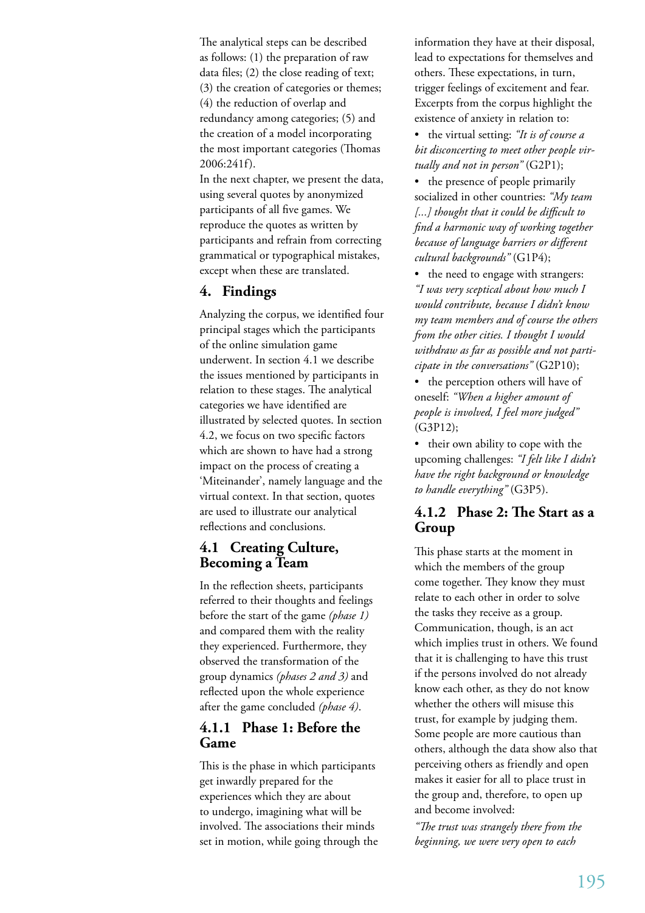The analytical steps can be described as follows: (1) the preparation of raw data files; (2) the close reading of text; (3) the creation of categories or themes; (4) the reduction of overlap and redundancy among categories; (5) and the creation of a model incorporating the most important categories (Thomas 2006:241f).

In the next chapter, we present the data, using several quotes by anonymized participants of all five games. We reproduce the quotes as written by participants and refrain from correcting grammatical or typographical mistakes, except when these are translated.

## 4. Findings

Analyzing the corpus, we identified four principal stages which the participants of the online simulation game underwent. In section 4.1 we describe the issues mentioned by participants in relation to these stages. The analytical categories we have identified are illustrated by selected quotes. In section 4.2, we focus on two specific factors which are shown to have had a strong impact on the process of creating a 'Miteinander', namely language and the virtual context. In that section, quotes are used to illustrate our analytical reflections and conclusions.

### 4.1 Creating Culture, Becoming a Team

In the reflection sheets, participants referred to their thoughts and feelings before the start of the game *(phase 1)* and compared them with the reality they experienced. Furthermore, they observed the transformation of the group dynamics *(phases 2 and 3)* and reflected upon the whole experience after the game concluded *(phase 4)*.

#### 4.1.1 Phase 1: Before the Game

This is the phase in which participants get inwardly prepared for the experiences which they are about to undergo, imagining what will be involved. The associations their minds set in motion, while going through the information they have at their disposal, lead to expectations for themselves and others. These expectations, in turn, trigger feelings of excitement and fear. Excerpts from the corpus highlight the existence of anxiety in relation to:

- the virtual setting: *"It is of course a bit disconcerting to meet other people virtually and not in person"* (G2P1);
- the presence of people primarily socialized in other countries: *"My team [...] thought that it could be difficult to find a harmonic way of working together because of language barriers or different cultural backgrounds"* (G1P4);
- the need to engage with strangers: *"I was very sceptical about how much I would contribute, because I didn't know my team members and of course the others from the other cities. I thought I would withdraw as far as possible and not participate in the conversations"* (G2P10);
- the perception others will have of oneself: *"When a higher amount of people is involved, I feel more judged"* (G3P12);
- their own ability to cope with the upcoming challenges: *"I felt like I didn't have the right background or knowledge to handle everything"* (G3P5).

#### 4.1.2 Phase 2: The Start as a Group

This phase starts at the moment in which the members of the group come together. They know they must relate to each other in order to solve the tasks they receive as a group. Communication, though, is an act which implies trust in others. We found that it is challenging to have this trust if the persons involved do not already know each other, as they do not know whether the others will misuse this trust, for example by judging them. Some people are more cautious than others, although the data show also that perceiving others as friendly and open makes it easier for all to place trust in the group and, therefore, to open up and become involved:

*"The trust was strangely there from the beginning, we were very open to each*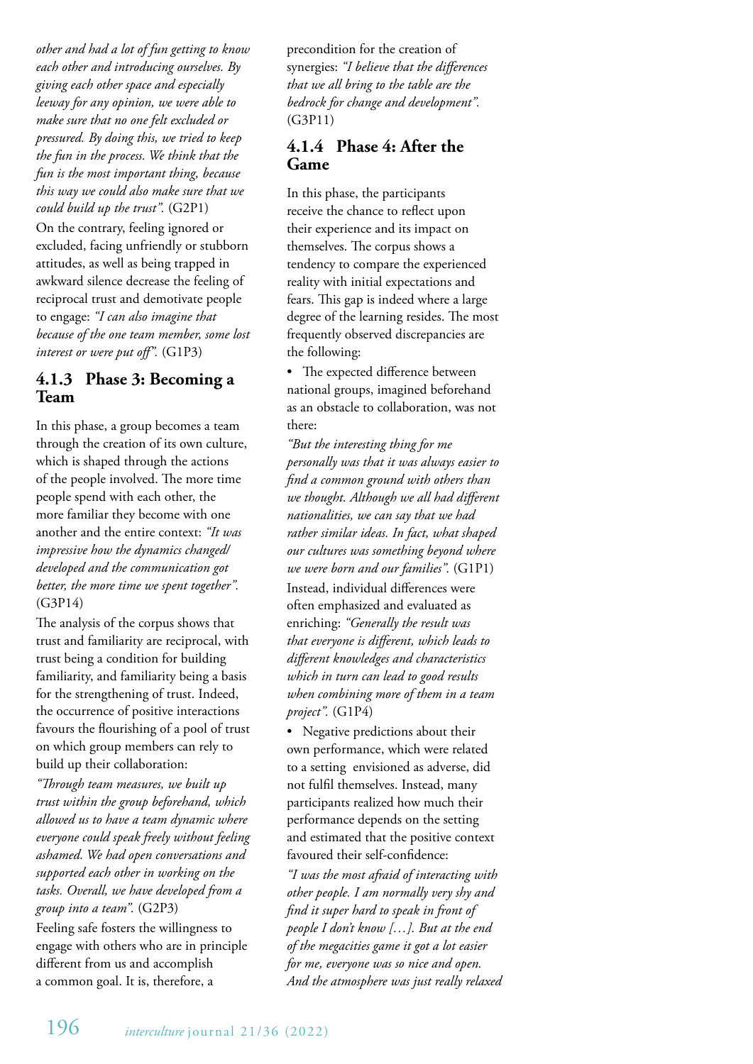*other and had a lot of fun getting to know each other and introducing ourselves. By giving each other space and especially leeway for any opinion, we were able to make sure that no one felt excluded or pressured. By doing this, we tried to keep the fun in the process. We think that the fun is the most important thing, because this way we could also make sure that we could build up the trust".* (G2P1)

On the contrary, feeling ignored or excluded, facing unfriendly or stubborn attitudes, as well as being trapped in awkward silence decrease the feeling of reciprocal trust and demotivate people to engage: *"I can also imagine that because of the one team member, some lost interest or were put off".* (G1P3)

### 4.1.3 Phase 3: Becoming a Team

In this phase, a group becomes a team through the creation of its own culture, which is shaped through the actions of the people involved. The more time people spend with each other, the more familiar they become with one another and the entire context: *"It was impressive how the dynamics changed/ developed and the communication got better, the more time we spent together".* (G3P14)

The analysis of the corpus shows that trust and familiarity are reciprocal, with trust being a condition for building familiarity, and familiarity being a basis for the strengthening of trust. Indeed, the occurrence of positive interactions favours the flourishing of a pool of trust on which group members can rely to build up their collaboration:

*"Through team measures, we built up trust within the group beforehand, which allowed us to have a team dynamic where everyone could speak freely without feeling ashamed. We had open conversations and supported each other in working on the tasks. Overall, we have developed from a group into a team".* (G2P3)

Feeling safe fosters the willingness to engage with others who are in principle different from us and accomplish a common goal. It is, therefore, a precondition for the creation of synergies: *"I believe that the differences that we all bring to the table are the bedrock for change and development".* (G3P11)

### 4.1.4 Phase 4: After the Game

In this phase, the participants receive the chance to reflect upon their experience and its impact on themselves. The corpus shows a tendency to compare the experienced reality with initial expectations and fears. This gap is indeed where a large degree of the learning resides. The most frequently observed discrepancies are the following:

- The expected difference between national groups, imagined beforehand as an obstacle to collaboration, was not there:

*"But the interesting thing for me personally was that it was always easier to find a common ground with others than we thought. Although we all had different nationalities, we can say that we had rather similar ideas. In fact, what shaped our cultures was something beyond where we were born and our families".* (G1P1)

Instead, individual differences were often emphasized and evaluated as enriching: *"Generally the result was that everyone is different, which leads to different knowledges and characteristics which in turn can lead to good results when combining more of them in a team project".* (G1P4)

- Negative predictions about their own performance, which were related to a setting envisioned as adverse, did not fulfil themselves. Instead, many participants realized how much their performance depends on the setting and estimated that the positive context favoured their self-confidence:

*"I was the most afraid of interacting with other people. I am normally very shy and find it super hard to speak in front of people I don't know […]. But at the end of the megacities game it got a lot easier for me, everyone was so nice and open. And the atmosphere was just really relaxed*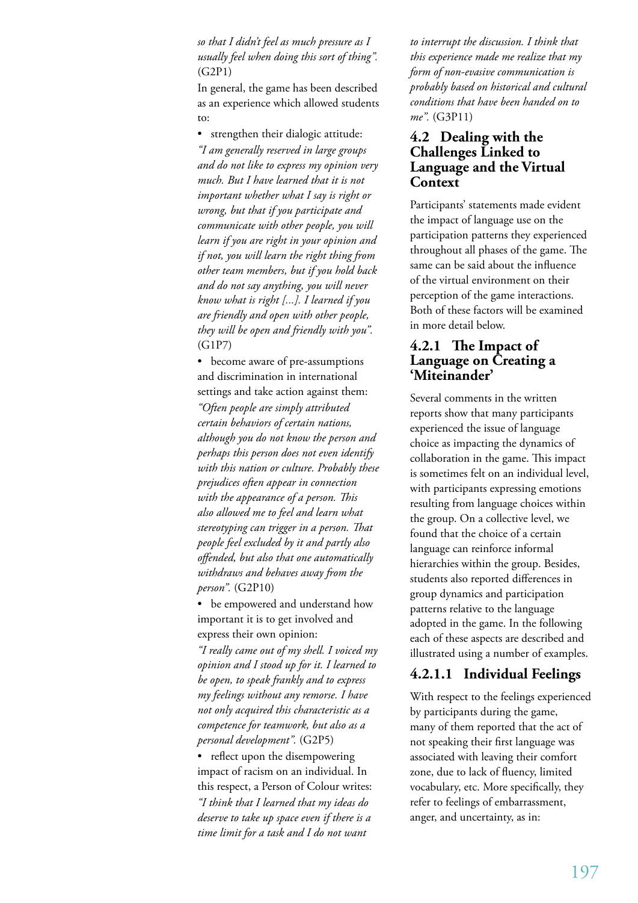*so that I didn't feel as much pressure as I usually feel when doing this sort of thing".* (G2P1)

In general, the game has been described as an experience which allowed students to:

- strengthen their dialogic attitude:

*"I am generally reserved in large groups and do not like to express my opinion very much. But I have learned that it is not important whether what I say is right or wrong, but that if you participate and communicate with other people, you will learn if you are right in your opinion and if not, you will learn the right thing from other team members, but if you hold back and do not say anything, you will never know what is right [...]. I learned if you are friendly and open with other people, they will be open and friendly with you".* (G1P7)

- become aware of pre-assumptions and discrimination in international settings and take action against them:

*"Often people are simply attributed certain behaviors of certain nations, although you do not know the person and perhaps this person does not even identify with this nation or culture. Probably these prejudices often appear in connection with the appearance of a person. This also allowed me to feel and learn what stereotyping can trigger in a person. That people feel excluded by it and partly also offended, but also that one automatically withdraws and behaves away from the person".* (G2P10)

- be empowered and understand how important it is to get involved and express their own opinion:

*"I really came out of my shell. I voiced my opinion and I stood up for it. I learned to be open, to speak frankly and to express my feelings without any remorse. I have not only acquired this characteristic as a competence for teamwork, but also as a personal development".* (G2P5)

- reflect upon the disempowering impact of racism on an individual. In this respect, a Person of Colour writes:

*"I think that I learned that my ideas do deserve to take up space even if there is a time limit for a task and I do not want to interrupt the discussion. I think that this experience made me realize that my form of non-evasive communication is probably based on historical and cultural conditions that have been handed on to me".* (G3P11)

## 4.2 Dealing with the Challenges Linked to Language and the Virtual Context

Participants' statements made evident the impact of language use on the participation patterns they experienced throughout all phases of the game. The same can be said about the influence of the virtual environment on their perception of the game interactions. Both of these factors will be examined in more detail below.

### 4.2.1 The Impact of Language on Creating a 'Miteinander'

Several comments in the written reports show that many participants experienced the issue of language choice as impacting the dynamics of collaboration in the game. This impact is sometimes felt on an individual level, with participants expressing emotions resulting from language choices within the group. On a collective level, we found that the choice of a certain language can reinforce informal hierarchies within the group. Besides, students also reported differences in group dynamics and participation patterns relative to the language adopted in the game. In the following each of these aspects are described and illustrated using a number of examples.

#### 4.2.1.1 Individual Feelings

With respect to the feelings experienced by participants during the game, many of them reported that the act of not speaking their first language was associated with leaving their comfort zone, due to lack of fluency, limited vocabulary, etc. More specifically, they refer to feelings of embarrassment, anger, and uncertainty, as in: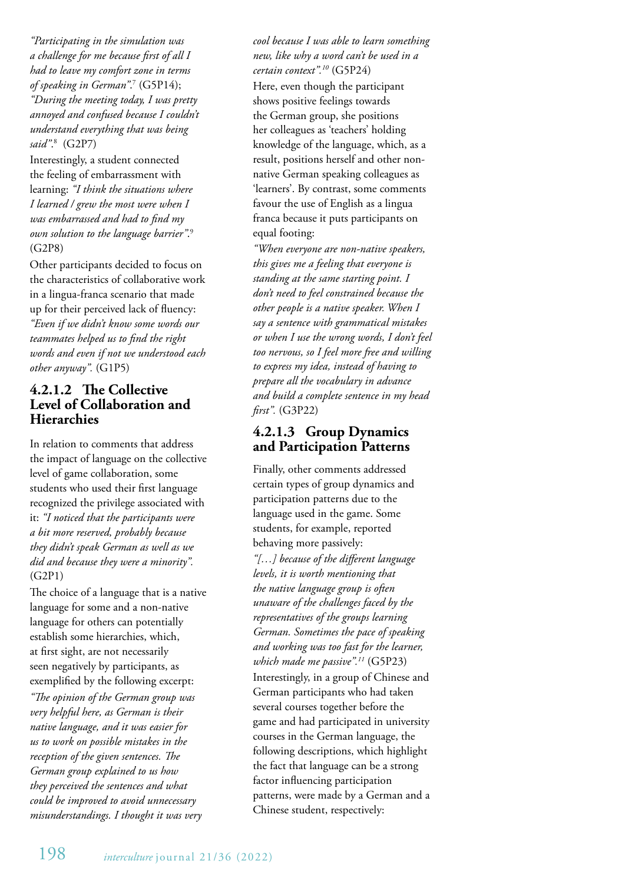*"Participating in the simulation was a challenge for me because first of all I had to leave my comfort zone in terms of speaking in German".*[7] (G5P14); *"During the meeting today, I was pretty annoyed and confused because I couldn't understand everything that was being said".*[8] (G2P7)

Interestingly, a student connected the feeling of embarrassment with learning: *"I think the situations where I learned / grew the most were when I was embarrassed and had to find my own solution to the language barrier".*[9] (G2P8)

Other participants decided to focus on the characteristics of collaborative work in a lingua-franca scenario that made up for their perceived lack of fluency: *"Even if we didn't know some words our teammates helped us to find the right words and even if not we understood each other anyway".* (G1P5)

#### 4.2.1.2 The Collective Level of Collaboration and Hierarchies

In relation to comments that address the impact of language on the collective level of game collaboration, some students who used their first language recognized the privilege associated with it: *"I noticed that the participants were a bit more reserved, probably because they didn't speak German as well as we did and because they were a minority".* (G2P1)

The choice of a language that is a native language for some and a non-native language for others can potentially establish some hierarchies, which, at first sight, are not necessarily seen negatively by participants, as exemplified by the following excerpt:

*"The opinion of the German group was very helpful here, as German is their native language, and it was easier for us to work on possible mistakes in the reception of the given sentences. The German group explained to us how they perceived the sentences and what could be improved to avoid unnecessary misunderstandings. I thought it was very cool because I was able to learn something new, like why a word can't be used in a certain context".*[10] (G5P24)

Here, even though the participant shows positive feelings towards the German group, she positions her colleagues as 'teachers' holding knowledge of the language, which, as a result, positions herself and other non-native German speaking colleagues as 'learners'. By contrast, some comments favour the use of English as a lingua franca because it puts participants on equal footing:

*"When everyone are non-native speakers, this gives me a feeling that everyone is standing at the same starting point. I don't need to feel constrained because the other people is a native speaker. When I say a sentence with grammatical mistakes or when I use the wrong words, I don't feel too nervous, so I feel more free and willing to express my idea, instead of having to prepare all the vocabulary in advance and build a complete sentence in my head first".* (G3P22)

#### 4.2.1.3 Group Dynamics and Participation Patterns

Finally, other comments addressed certain types of group dynamics and participation patterns due to the language used in the game. Some students, for example, reported behaving more passively:

*"[…] because of the different language levels, it is worth mentioning that the native language group is often unaware of the challenges faced by the representatives of the groups learning German. Sometimes the pace of speaking and working was too fast for the learner, which made me passive".*[11] (G5P23)

Interestingly, in a group of Chinese and German participants who had taken several courses together before the game and had participated in university courses in the German language, the following descriptions, which highlight the fact that language can be a strong factor influencing participation patterns, were made by a German and a Chinese student, respectively: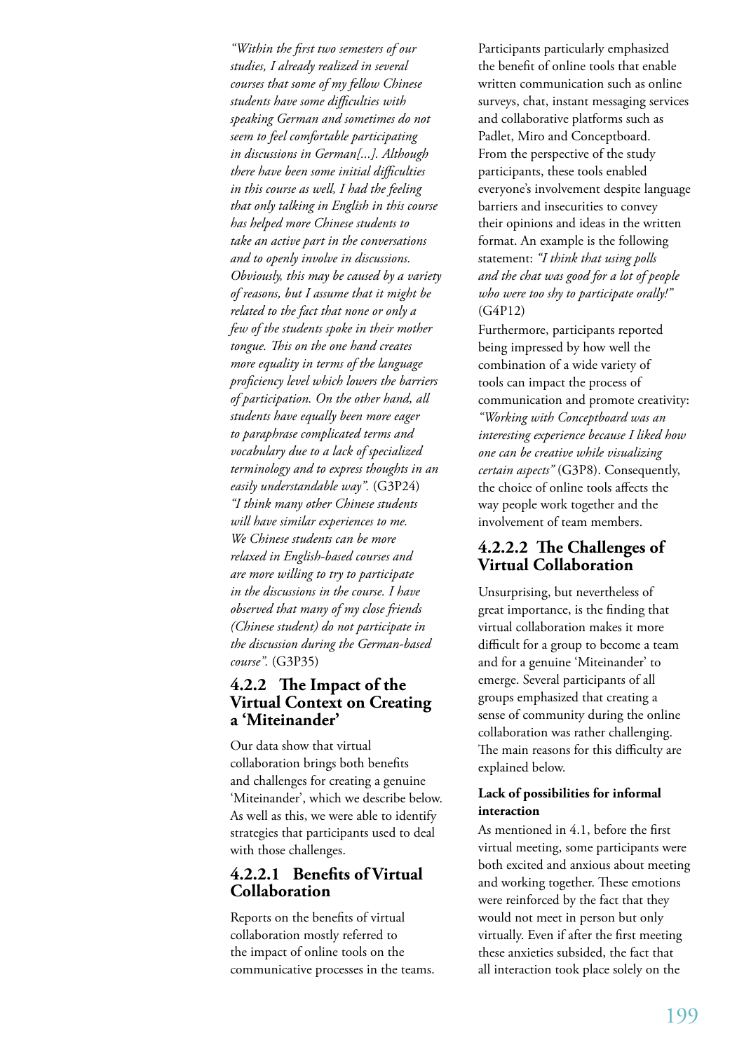*"Within the first two semesters of our studies, I already realized in several courses that some of my fellow Chinese students have some difficulties with speaking German and sometimes do not seem to feel comfortable participating in discussions in German[...]. Although there have been some initial difficulties in this course as well, I had the feeling that only talking in English in this course has helped more Chinese students to take an active part in the conversations and to openly involve in discussions. Obviously, this may be caused by a variety of reasons, but I assume that it might be related to the fact that none or only a few of the students spoke in their mother tongue. This on the one hand creates more equality in terms of the language proficiency level which lowers the barriers of participation. On the other hand, all students have equally been more eager to paraphrase complicated terms and vocabulary due to a lack of specialized terminology and to express thoughts in an easily understandable way".* (G3P24)

*"I think many other Chinese students will have similar experiences to me. We Chinese students can be more relaxed in English-based courses and are more willing to try to participate in the discussions in the course. I have observed that many of my close friends (Chinese student) do not participate in the discussion during the German-based course".* (G3P35)

### 4.2.2 The Impact of the Virtual Context on Creating a 'Miteinander'

Our data show that virtual collaboration brings both benefits and challenges for creating a genuine 'Miteinander', which we describe below. As well as this, we were able to identify strategies that participants used to deal with those challenges.

#### 4.2.2.1 Benefits of Virtual Collaboration

Reports on the benefits of virtual collaboration mostly referred to the impact of online tools on the communicative processes in the teams. Participants particularly emphasized the benefit of online tools that enable written communication such as online surveys, chat, instant messaging services and collaborative platforms such as Padlet, Miro and Conceptboard. From the perspective of the study participants, these tools enabled everyone's involvement despite language barriers and insecurities to convey their opinions and ideas in the written format. An example is the following statement: *"I think that using polls and the chat was good for a lot of people who were too shy to participate orally!"* (G4P12)

Furthermore, participants reported being impressed by how well the combination of a wide variety of tools can impact the process of communication and promote creativity: *"Working with Conceptboard was an interesting experience because I liked how one can be creative while visualizing certain aspects"* (G3P8). Consequently, the choice of online tools affects the way people work together and the involvement of team members.

#### 4.2.2.2 The Challenges of Virtual Collaboration

Unsurprising, but nevertheless of great importance, is the finding that virtual collaboration makes it more difficult for a group to become a team and for a genuine 'Miteinander' to emerge. Several participants of all groups emphasized that creating a sense of community during the online collaboration was rather challenging. The main reasons for this difficulty are explained below.

**Lack of possibilities for informal interaction**

As mentioned in 4.1, before the first virtual meeting, some participants were both excited and anxious about meeting and working together. These emotions were reinforced by the fact that they would not meet in person but only virtually. Even if after the first meeting these anxieties subsided, the fact that all interaction took place solely on the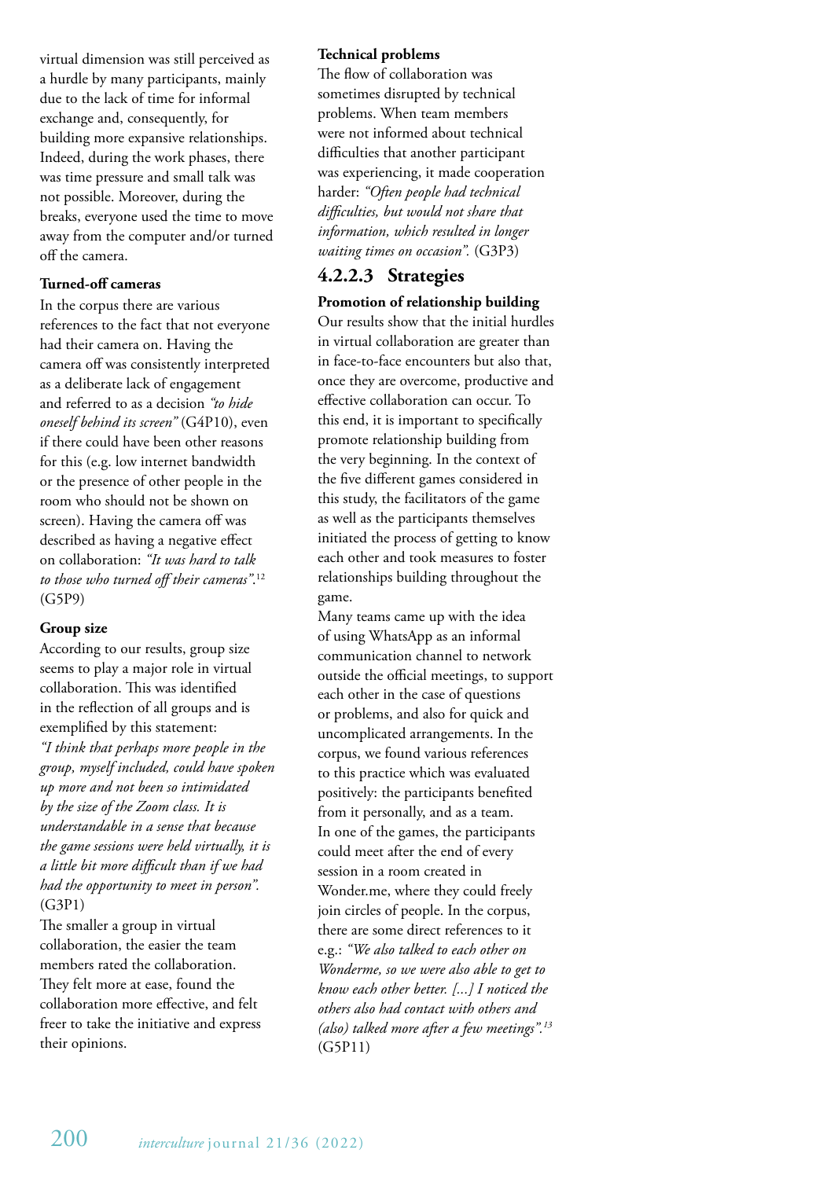virtual dimension was still perceived as a hurdle by many participants, mainly due to the lack of time for informal exchange and, consequently, for building more expansive relationships. Indeed, during the work phases, there was time pressure and small talk was not possible. Moreover, during the breaks, everyone used the time to move away from the computer and/or turned off the camera.

**Turned-off cameras**

In the corpus there are various references to the fact that not everyone had their camera on. Having the camera off was consistently interpreted as a deliberate lack of engagement and referred to as a decision *"to hide oneself behind its screen"* (G4P10), even if there could have been other reasons for this (e.g. low internet bandwidth or the presence of other people in the room who should not be shown on screen). Having the camera off was described as having a negative effect on collaboration: *"It was hard to talk to those who turned off their cameras".*[12] (G5P9)

**Group size**

According to our results, group size seems to play a major role in virtual collaboration. This was identified in the reflection of all groups and is exemplified by this statement:
*"I think that perhaps more people in the group, myself included, could have spoken up more and not been so intimidated by the size of the Zoom class. It is understandable in a sense that because the game sessions were held virtually, it is a little bit more difficult than if we had had the opportunity to meet in person".* (G3P1)
The smaller a group in virtual collaboration, the easier the team members rated the collaboration. They felt more at ease, found the collaboration more effective, and felt freer to take the initiative and express their opinions.

**Technical problems**

The flow of collaboration was sometimes disrupted by technical problems. When team members were not informed about technical difficulties that another participant was experiencing, it made cooperation harder: *"Often people had technical difficulties, but would not share that information, which resulted in longer waiting times on occasion".* (G3P3)

### 4.2.2.3 Strategies

**Promotion of relationship building**

Our results show that the initial hurdles in virtual collaboration are greater than in face-to-face encounters but also that, once they are overcome, productive and effective collaboration can occur. To this end, it is important to specifically promote relationship building from the very beginning. In the context of the five different games considered in this study, the facilitators of the game as well as the participants themselves initiated the process of getting to know each other and took measures to foster relationships building throughout the game.
Many teams came up with the idea of using WhatsApp as an informal communication channel to network outside the official meetings, to support each other in the case of questions or problems, and also for quick and uncomplicated arrangements. In the corpus, we found various references to this practice which was evaluated positively: the participants benefited from it personally, and as a team.
In one of the games, the participants could meet after the end of every session in a room created in Wonder.me, where they could freely join circles of people. In the corpus, there are some direct references to it e.g.: *"We also talked to each other on Wonderme, so we were also able to get to know each other better. [...] I noticed the others also had contact with others and (also) talked more after a few meetings".*[13] (G5P11)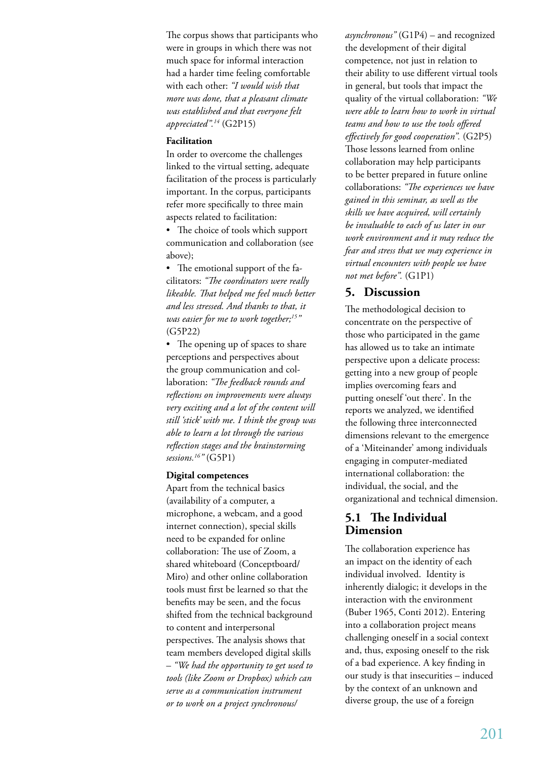The corpus shows that participants who were in groups in which there was not much space for informal interaction had a harder time feeling comfortable with each other: *"I would wish that more was done, that a pleasant climate was established and that everyone felt appreciated".*[14] (G2P15)

**Facilitation**

In order to overcome the challenges linked to the virtual setting, adequate facilitation of the process is particularly important. In the corpus, participants refer more specifically to three main aspects related to facilitation:

- The choice of tools which support communication and collaboration (see above);
- The emotional support of the facilitators: *"The coordinators were really likeable. That helped me feel much better and less stressed. And thanks to that, it was easier for me to work together;*[15]*"* (G5P22)
- The opening up of spaces to share perceptions and perspectives about the group communication and collaboration: *"The feedback rounds and reflections on improvements were always very exciting and a lot of the content will still 'stick' with me. I think the group was able to learn a lot through the various reflection stages and the brainstorming sessions.*[16]*"* (G5P1)

**Digital competences**

Apart from the technical basics (availability of a computer, a microphone, a webcam, and a good internet connection), special skills need to be expanded for online collaboration: The use of Zoom, a shared whiteboard (Conceptboard/ Miro) and other online collaboration tools must first be learned so that the benefits may be seen, and the focus shifted from the technical background to content and interpersonal perspectives. The analysis shows that team members developed digital skills – *"We had the opportunity to get used to tools (like Zoom or Dropbox) which can serve as a communication instrument or to work on a project synchronous/ asynchronous"* (G1P4) – and recognized the development of their digital competence, not just in relation to their ability to use different virtual tools in general, but tools that impact the quality of the virtual collaboration: *"We were able to learn how to work in virtual teams and how to use the tools offered effectively for good cooperation".* (G2P5) Those lessons learned from online collaboration may help participants to be better prepared in future online collaborations: *"The experiences we have gained in this seminar, as well as the skills we have acquired, will certainly be invaluable to each of us later in our work environment and it may reduce the fear and stress that we may experience in virtual encounters with people we have not met before".* (G1P1)

## 5. Discussion

The methodological decision to concentrate on the perspective of those who participated in the game has allowed us to take an intimate perspective upon a delicate process: getting into a new group of people implies overcoming fears and putting oneself 'out there'. In the reports we analyzed, we identified the following three interconnected dimensions relevant to the emergence of a 'Miteinander' among individuals engaging in computer-mediated international collaboration: the individual, the social, and the organizational and technical dimension.

### 5.1 The Individual Dimension

The collaboration experience has an impact on the identity of each individual involved. Identity is inherently dialogic; it develops in the interaction with the environment (Buber 1965, Conti 2012). Entering into a collaboration project means challenging oneself in a social context and, thus, exposing oneself to the risk of a bad experience. A key finding in our study is that insecurities – induced by the context of an unknown and diverse group, the use of a foreign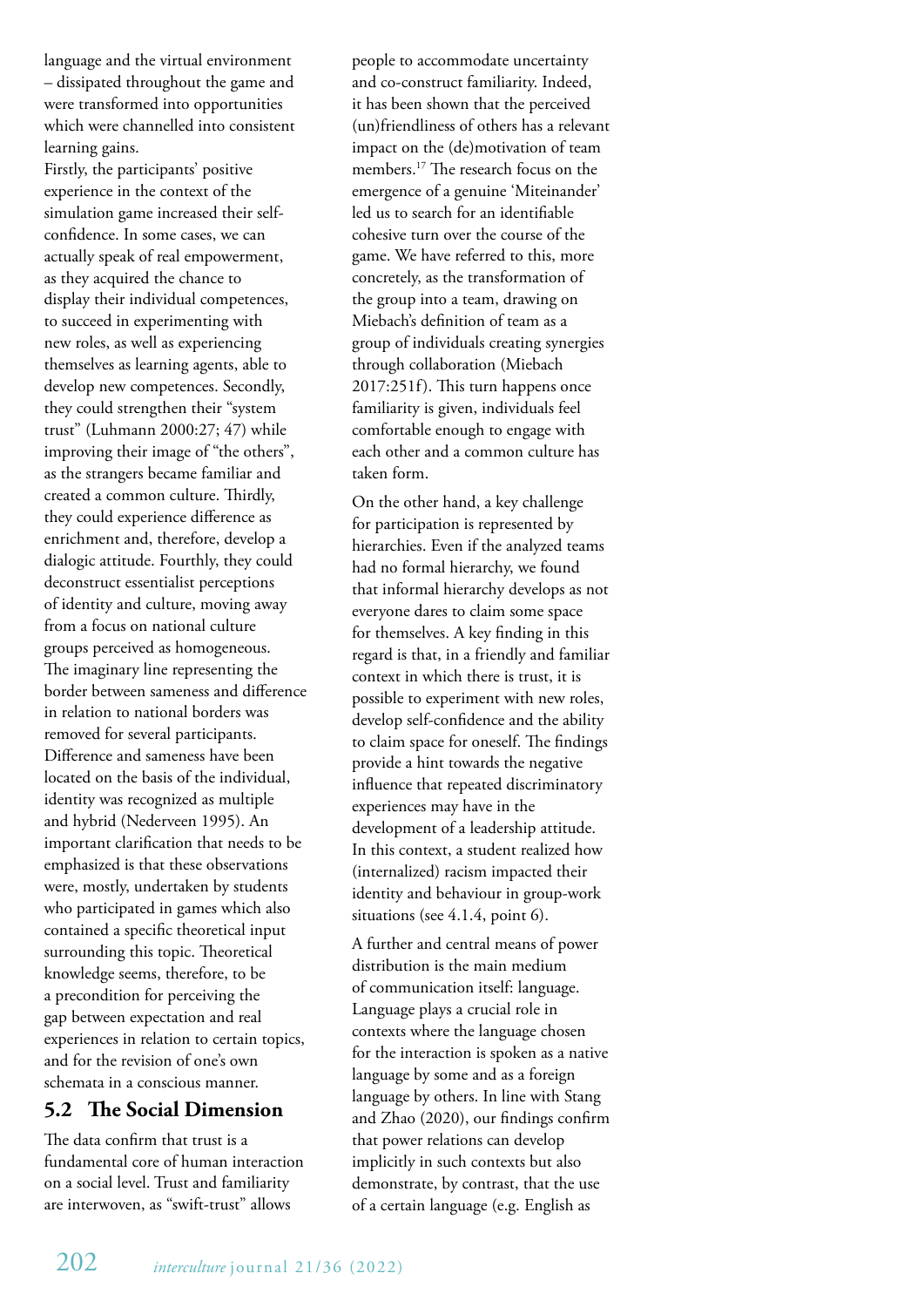language and the virtual environment – dissipated throughout the game and were transformed into opportunities which were channelled into consistent learning gains.

Firstly, the participants' positive experience in the context of the simulation game increased their self-confidence. In some cases, we can actually speak of real empowerment, as they acquired the chance to display their individual competences, to succeed in experimenting with new roles, as well as experiencing themselves as learning agents, able to develop new competences. Secondly, they could strengthen their "system trust" (Luhmann 2000:27; 47) while improving their image of "the others", as the strangers became familiar and created a common culture. Thirdly, they could experience difference as enrichment and, therefore, develop a dialogic attitude. Fourthly, they could deconstruct essentialist perceptions of identity and culture, moving away from a focus on national culture groups perceived as homogeneous. The imaginary line representing the border between sameness and difference in relation to national borders was removed for several participants. Difference and sameness have been located on the basis of the individual, identity was recognized as multiple and hybrid (Nederveen 1995). An important clarification that needs to be emphasized is that these observations were, mostly, undertaken by students who participated in games which also contained a specific theoretical input surrounding this topic. Theoretical knowledge seems, therefore, to be a precondition for perceiving the gap between expectation and real experiences in relation to certain topics, and for the revision of one's own schemata in a conscious manner.

## 5.2 The Social Dimension

The data confirm that trust is a fundamental core of human interaction on a social level. Trust and familiarity are interwoven, as "swift-trust" allows people to accommodate uncertainty and co-construct familiarity. Indeed, it has been shown that the perceived (un)friendliness of others has a relevant impact on the (de)motivation of team members.[17] The research focus on the emergence of a genuine 'Miteinander' led us to search for an identifiable cohesive turn over the course of the game. We have referred to this, more concretely, as the transformation of the group into a team, drawing on Miebach's definition of team as a group of individuals creating synergies through collaboration (Miebach 2017:251f). This turn happens once familiarity is given, individuals feel comfortable enough to engage with each other and a common culture has taken form.

On the other hand, a key challenge for participation is represented by hierarchies. Even if the analyzed teams had no formal hierarchy, we found that informal hierarchy develops as not everyone dares to claim some space for themselves. A key finding in this regard is that, in a friendly and familiar context in which there is trust, it is possible to experiment with new roles, develop self-confidence and the ability to claim space for oneself. The findings provide a hint towards the negative influence that repeated discriminatory experiences may have in the development of a leadership attitude. In this context, a student realized how (internalized) racism impacted their identity and behaviour in group-work situations (see 4.1.4, point 6).

A further and central means of power distribution is the main medium of communication itself: language. Language plays a crucial role in contexts where the language chosen for the interaction is spoken as a native language by some and as a foreign language by others. In line with Stang and Zhao (2020), our findings confirm that power relations can develop implicitly in such contexts but also demonstrate, by contrast, that the use of a certain language (e.g. English as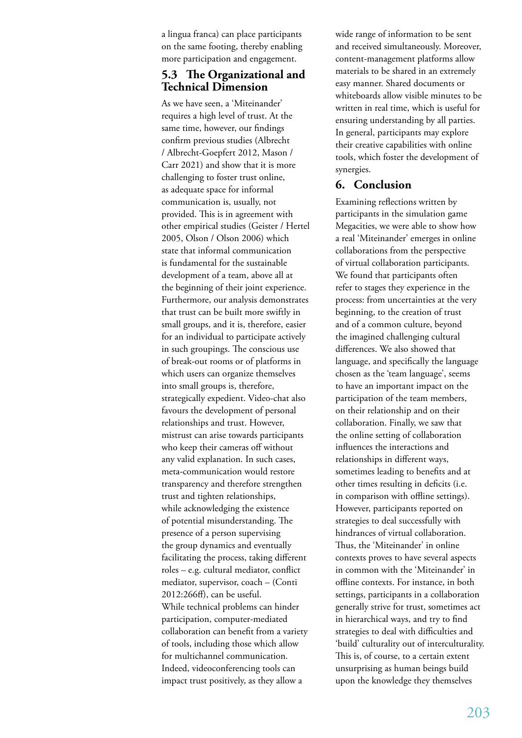a lingua franca) can place participants on the same footing, thereby enabling more participation and engagement.

## 5.3 The Organizational and Technical Dimension

As we have seen, a 'Miteinander' requires a high level of trust. At the same time, however, our findings confirm previous studies (Albrecht / Albrecht-Goepfert 2012, Mason / Carr 2021) and show that it is more challenging to foster trust online, as adequate space for informal communication is, usually, not provided. This is in agreement with other empirical studies (Geister / Hertel 2005, Olson / Olson 2006) which state that informal communication is fundamental for the sustainable development of a team, above all at the beginning of their joint experience. Furthermore, our analysis demonstrates that trust can be built more swiftly in small groups, and it is, therefore, easier for an individual to participate actively in such groupings. The conscious use of break-out rooms or of platforms in which users can organize themselves into small groups is, therefore, strategically expedient. Video-chat also favours the development of personal relationships and trust. However, mistrust can arise towards participants who keep their cameras off without any valid explanation. In such cases, meta-communication would restore transparency and therefore strengthen trust and tighten relationships, while acknowledging the existence of potential misunderstanding. The presence of a person supervising the group dynamics and eventually facilitating the process, taking different roles – e.g. cultural mediator, conflict mediator, supervisor, coach – (Conti 2012:266ff), can be useful.

While technical problems can hinder participation, computer-mediated collaboration can benefit from a variety of tools, including those which allow for multichannel communication. Indeed, videoconferencing tools can impact trust positively, as they allow a wide range of information to be sent and received simultaneously. Moreover, content-management platforms allow materials to be shared in an extremely easy manner. Shared documents or whiteboards allow visible minutes to be written in real time, which is useful for ensuring understanding by all parties. In general, participants may explore their creative capabilities with online tools, which foster the development of synergies.

## 6. Conclusion

Examining reflections written by participants in the simulation game Megacities, we were able to show how a real 'Miteinander' emerges in online collaborations from the perspective of virtual collaboration participants. We found that participants often refer to stages they experience in the process: from uncertainties at the very beginning, to the creation of trust and of a common culture, beyond the imagined challenging cultural differences. We also showed that language, and specifically the language chosen as the 'team language', seems to have an important impact on the participation of the team members, on their relationship and on their collaboration. Finally, we saw that the online setting of collaboration influences the interactions and relationships in different ways, sometimes leading to benefits and at other times resulting in deficits (i.e. in comparison with offline settings). However, participants reported on strategies to deal successfully with hindrances of virtual collaboration. Thus, the 'Miteinander' in online contexts proves to have several aspects in common with the 'Miteinander' in offline contexts. For instance, in both settings, participants in a collaboration generally strive for trust, sometimes act in hierarchical ways, and try to find strategies to deal with difficulties and 'build' culturality out of interculturality. This is, of course, to a certain extent unsurprising as human beings build upon the knowledge they themselves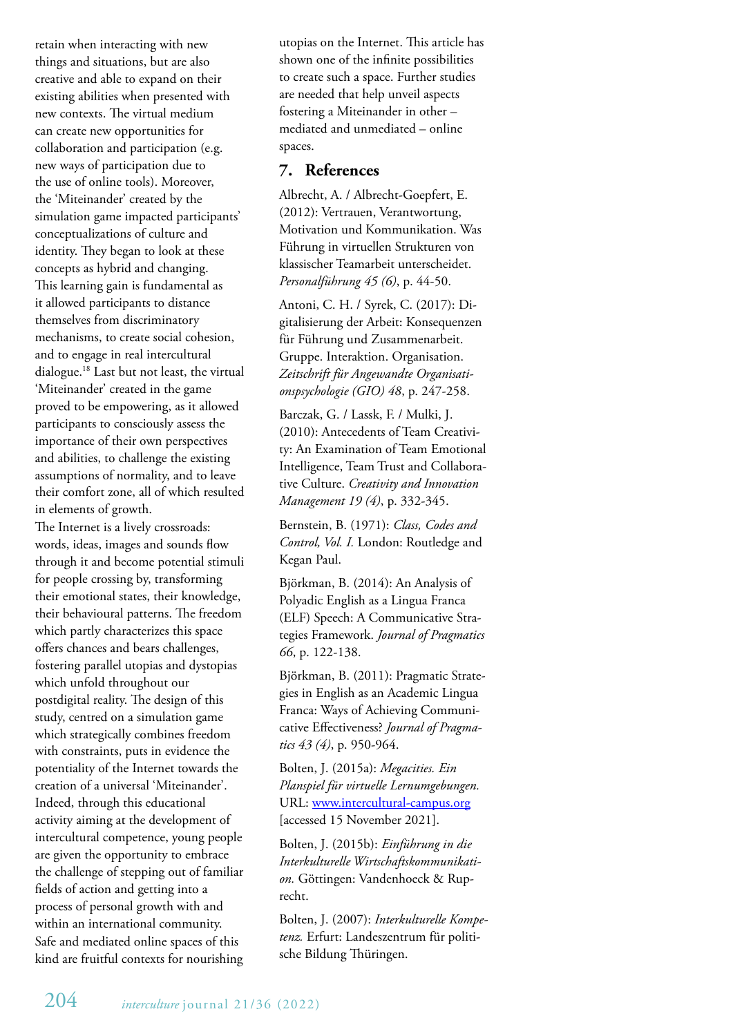retain when interacting with new things and situations, but are also creative and able to expand on their existing abilities when presented with new contexts. The virtual medium can create new opportunities for collaboration and participation (e.g. new ways of participation due to the use of online tools). Moreover, the 'Miteinander' created by the simulation game impacted participants' conceptualizations of culture and identity. They began to look at these concepts as hybrid and changing. This learning gain is fundamental as it allowed participants to distance themselves from discriminatory mechanisms, to create social cohesion, and to engage in real intercultural dialogue.[18] Last but not least, the virtual 'Miteinander' created in the game proved to be empowering, as it allowed participants to consciously assess the importance of their own perspectives and abilities, to challenge the existing assumptions of normality, and to leave their comfort zone, all of which resulted in elements of growth.

The Internet is a lively crossroads: words, ideas, images and sounds flow through it and become potential stimuli for people crossing by, transforming their emotional states, their knowledge, their behavioural patterns. The freedom which partly characterizes this space offers chances and bears challenges, fostering parallel utopias and dystopias which unfold throughout our postdigital reality. The design of this study, centred on a simulation game which strategically combines freedom with constraints, puts in evidence the potentiality of the Internet towards the creation of a universal 'Miteinander'. Indeed, through this educational activity aiming at the development of intercultural competence, young people are given the opportunity to embrace the challenge of stepping out of familiar fields of action and getting into a process of personal growth with and within an international community. Safe and mediated online spaces of this kind are fruitful contexts for nourishing utopias on the Internet. This article has shown one of the infinite possibilities to create such a space. Further studies are needed that help unveil aspects fostering a Miteinander in other – mediated and unmediated – online spaces.

## 7. References

Albrecht, A. / Albrecht-Goepfert, E. (2012): Vertrauen, Verantwortung, Motivation und Kommunikation. Was Führung in virtuellen Strukturen von klassischer Teamarbeit unterscheidet. *Personalführung 45 (6)*, p. 44-50.

Antoni, C. H. / Syrek, C. (2017): Digitalisierung der Arbeit: Konsequenzen für Führung und Zusammenarbeit. Gruppe. Interaktion. Organisation. *Zeitschrift für Angewandte Organisationspsychologie (GIO) 48*, p. 247-258.

Barczak, G. / Lassk, F. / Mulki, J. (2010): Antecedents of Team Creativity: An Examination of Team Emotional Intelligence, Team Trust and Collaborative Culture. *Creativity and Innovation Management 19 (4)*, p. 332-345.

Bernstein, B. (1971): *Class, Codes and Control, Vol. I.* London: Routledge and Kegan Paul.

Björkman, B. (2014): An Analysis of Polyadic English as a Lingua Franca (ELF) Speech: A Communicative Strategies Framework. *Journal of Pragmatics 66*, p. 122-138.

Björkman, B. (2011): Pragmatic Strategies in English as an Academic Lingua Franca: Ways of Achieving Communicative Effectiveness? *Journal of Pragmatics 43 (4)*, p. 950-964.

Bolten, J. (2015a): *Megacities. Ein Planspiel für virtuelle Lernumgebungen.* URL: www.intercultural-campus.org [accessed 15 November 2021].

Bolten, J. (2015b): *Einführung in die Interkulturelle Wirtschaftskommunikation.* Göttingen: Vandenhoeck & Ruprecht.

Bolten, J. (2007): *Interkulturelle Kompetenz.* Erfurt: Landeszentrum für politische Bildung Thüringen.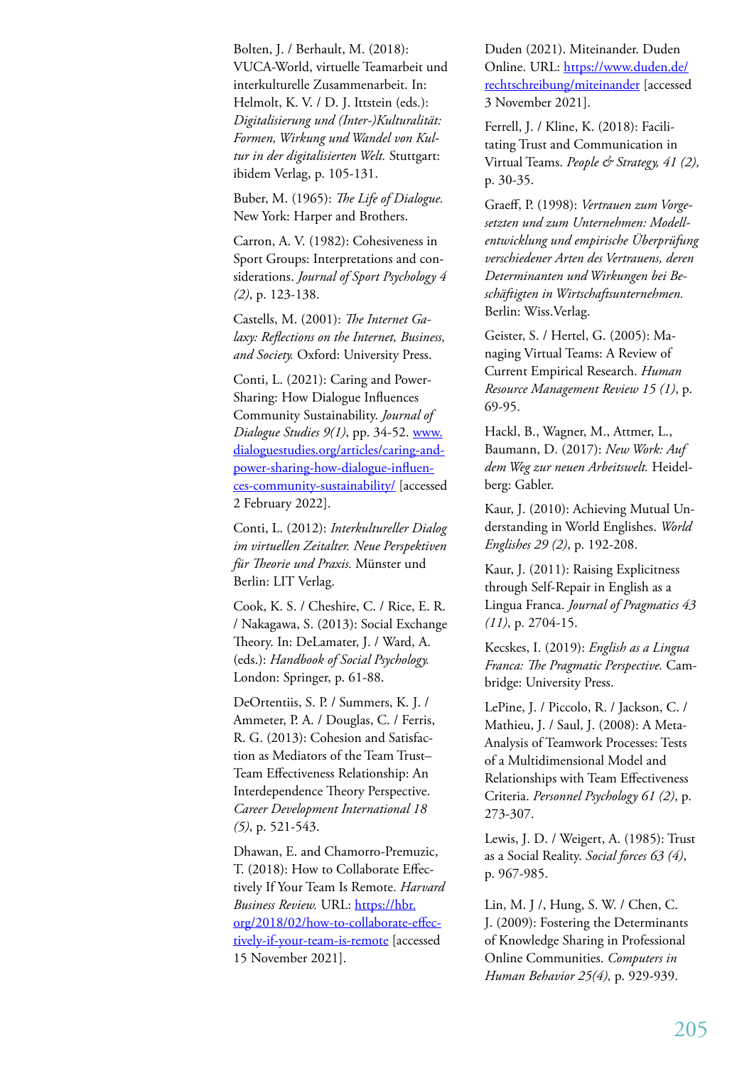Bolten, J. / Berhault, M. (2018): VUCA-World, virtuelle Teamarbeit und interkulturelle Zusammenarbeit. In: Helmolt, K. V. / D. J. Ittstein (eds.): *Digitalisierung und (Inter-)Kulturalität: Formen, Wirkung und Wandel von Kultur in der digitalisierten Welt.* Stuttgart: ibidem Verlag, p. 105-131.

Buber, M. (1965): *The Life of Dialogue.* New York: Harper and Brothers.

Carron, A. V. (1982): Cohesiveness in Sport Groups: Interpretations and considerations. *Journal of Sport Psychology 4 (2)*, p. 123-138.

Castells, M. (2001): *The Internet Galaxy: Reflections on the Internet, Business, and Society.* Oxford: University Press.

Conti, L. (2021): Caring and Power-Sharing: How Dialogue Influences Community Sustainability. *Journal of Dialogue Studies 9(1)*, pp. 34-52. [www.dialoguestudies.org/articles/caring-and-power-sharing-how-dialogue-influences-community-sustainability/](www.dialoguestudies.org/articles/caring-and-power-sharing-how-dialogue-influences-community-sustainability/) [accessed 2 February 2022].

Conti, L. (2012): *Interkultureller Dialog im virtuellen Zeitalter. Neue Perspektiven für Theorie und Praxis.* Münster und Berlin: LIT Verlag.

Cook, K. S. / Cheshire, C. / Rice, E. R. / Nakagawa, S. (2013): Social Exchange Theory. In: DeLamater, J. / Ward, A. (eds.): *Handbook of Social Psychology.* London: Springer, p. 61-88.

DeOrtentiis, S. P. / Summers, K. J. / Ammeter, P. A. / Douglas, C. / Ferris, R. G. (2013): Cohesion and Satisfaction as Mediators of the Team Trust–Team Effectiveness Relationship: An Interdependence Theory Perspective. *Career Development International 18 (5)*, p. 521-543.

Dhawan, E. and Chamorro-Premuzic, T. (2018): How to Collaborate Effectively If Your Team Is Remote. *Harvard Business Review.* URL: [https://hbr.org/2018/02/how-to-collaborate-effectively-if-your-team-is-remote](https://hbr.org/2018/02/how-to-collaborate-effectively-if-your-team-is-remote) [accessed 15 November 2021].

Duden (2021). Miteinander. Duden Online. URL: [https://www.duden.de/rechtschreibung/miteinander](https://www.duden.de/rechtschreibung/miteinander) [accessed 3 November 2021].

Ferrell, J. / Kline, K. (2018): Facilitating Trust and Communication in Virtual Teams. *People & Strategy, 41 (2)*, p. 30-35.

Graeff, P. (1998): *Vertrauen zum Vorgesetzten und zum Unternehmen: Modellentwicklung und empirische Überprüfung verschiedener Arten des Vertrauens, deren Determinanten und Wirkungen bei Beschäftigten in Wirtschaftsunternehmen.* Berlin: Wiss.Verlag.

Geister, S. / Hertel, G. (2005): Managing Virtual Teams: A Review of Current Empirical Research. *Human Resource Management Review 15 (1)*, p. 69-95.

Hackl, B., Wagner, M., Attmer, L., Baumann, D. (2017): *New Work: Auf dem Weg zur neuen Arbeitswelt.* Heidelberg: Gabler.

Kaur, J. (2010): Achieving Mutual Understanding in World Englishes. *World Englishes 29 (2)*, p. 192-208.

Kaur, J. (2011): Raising Explicitness through Self-Repair in English as a Lingua Franca. *Journal of Pragmatics 43 (11)*, p. 2704-15.

Kecskes, I. (2019): *English as a Lingua Franca: The Pragmatic Perspective.* Cambridge: University Press.

LePine, J. / Piccolo, R. / Jackson, C. / Mathieu, J. / Saul, J. (2008): A Meta-Analysis of Teamwork Processes: Tests of a Multidimensional Model and Relationships with Team Effectiveness Criteria. *Personnel Psychology 61 (2)*, p. 273-307.

Lewis, J. D. / Weigert, A. (1985): Trust as a Social Reality. *Social forces 63 (4)*, p. 967-985.

Lin, M. J /, Hung, S. W. / Chen, C. J. (2009): Fostering the Determinants of Knowledge Sharing in Professional Online Communities. *Computers in Human Behavior 25(4),* p. 929-939.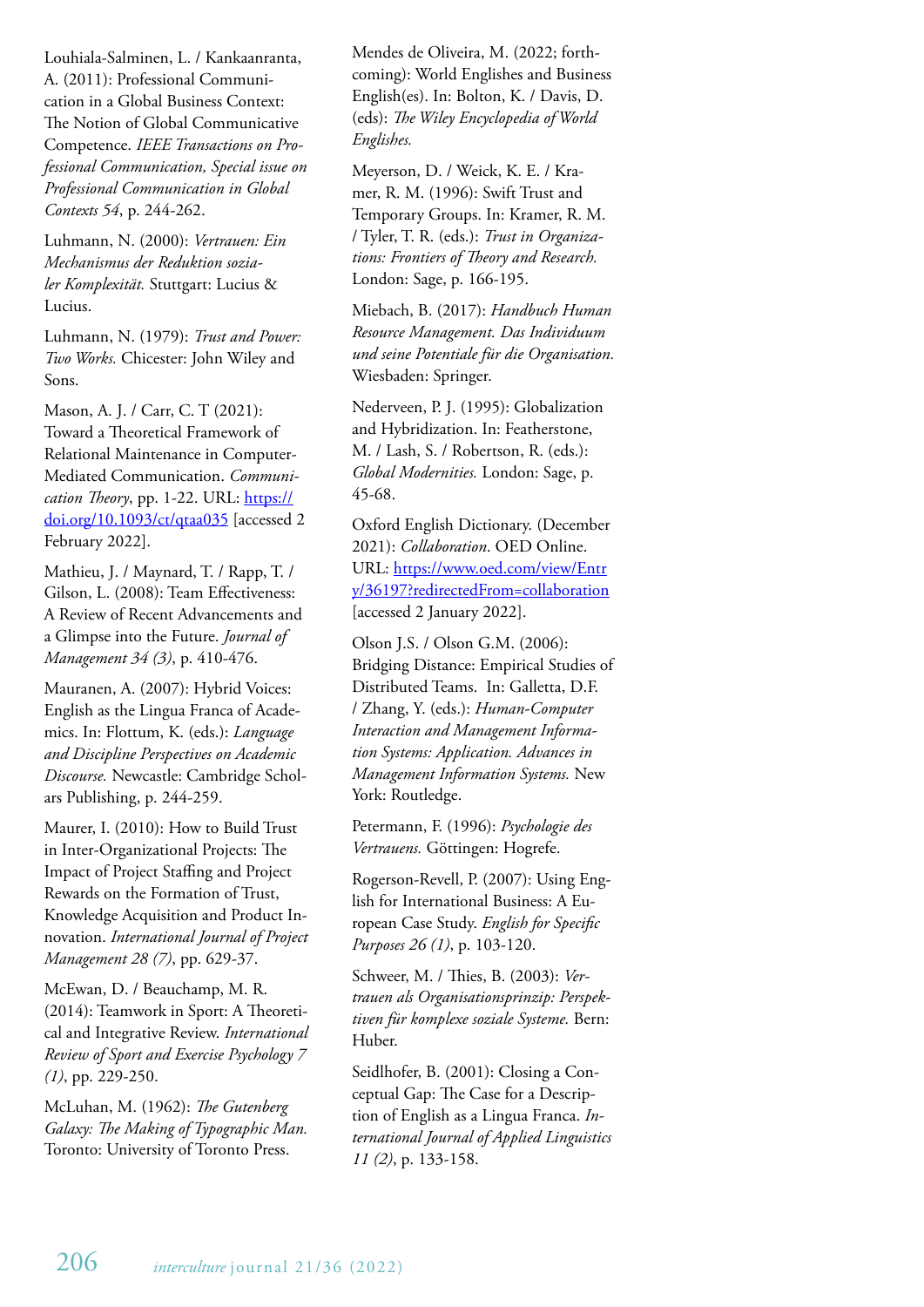Louhiala-Salminen, L. / Kankaanranta, A. (2011): Professional Communication in a Global Business Context: The Notion of Global Communicative Competence. *IEEE Transactions on Professional Communication, Special issue on Professional Communication in Global Contexts 54*, p. 244-262.

Luhmann, N. (2000): *Vertrauen: Ein Mechanismus der Reduktion sozialer Komplexität.* Stuttgart: Lucius & Lucius.

Luhmann, N. (1979): *Trust and Power: Two Works.* Chicester: John Wiley and Sons.

Mason, A. J. / Carr, C. T (2021): Toward a Theoretical Framework of Relational Maintenance in Computer-Mediated Communication. *Communication Theory*, pp. 1-22. URL: [https://doi.org/10.1093/ct/qtaa035](https://doi.org/10.1093/ct/qtaa035) [accessed 2 February 2022].

Mathieu, J. / Maynard, T. / Rapp, T. / Gilson, L. (2008): Team Effectiveness: A Review of Recent Advancements and a Glimpse into the Future. *Journal of Management 34 (3)*, p. 410-476.

Mauranen, A. (2007): Hybrid Voices: English as the Lingua Franca of Academics. In: Flottum, K. (eds.): *Language and Discipline Perspectives on Academic Discourse.* Newcastle: Cambridge Scholars Publishing, p. 244-259.

Maurer, I. (2010): How to Build Trust in Inter-Organizational Projects: The Impact of Project Staffing and Project Rewards on the Formation of Trust, Knowledge Acquisition and Product Innovation. *International Journal of Project Management 28 (7)*, pp. 629-37.

McEwan, D. / Beauchamp, M. R. (2014): Teamwork in Sport: A Theoretical and Integrative Review. *International Review of Sport and Exercise Psychology 7 (1)*, pp. 229-250.

McLuhan, M. (1962): *The Gutenberg Galaxy: The Making of Typographic Man.* Toronto: University of Toronto Press.

Mendes de Oliveira, M. (2022; forthcoming): World Englishes and Business English(es). In: Bolton, K. / Davis, D. (eds): *The Wiley Encyclopedia of World Englishes.*

Meyerson, D. / Weick, K. E. / Kramer, R. M. (1996): Swift Trust and Temporary Groups. In: Kramer, R. M. / Tyler, T. R. (eds.): *Trust in Organizations: Frontiers of Theory and Research.* London: Sage, p. 166-195.

Miebach, B. (2017): *Handbuch Human Resource Management. Das Individuum und seine Potentiale für die Organisation.* Wiesbaden: Springer.

Nederveen, P. J. (1995): Globalization and Hybridization. In: Featherstone, M. / Lash, S. / Robertson, R. (eds.): *Global Modernities.* London: Sage, p. 45-68.

Oxford English Dictionary. (December 2021): *Collaboration*. OED Online. URL: [https://www.oed.com/view/Entry/36197?redirectedFrom=collaboration](https://www.oed.com/view/Entry/36197?redirectedFrom=collaboration) [accessed 2 January 2022].

Olson J.S. / Olson G.M. (2006): Bridging Distance: Empirical Studies of Distributed Teams. In: Galletta, D.F. / Zhang, Y. (eds.): *Human-Computer Interaction and Management Information Systems: Application. Advances in Management Information Systems.* New York: Routledge.

Petermann, F. (1996): *Psychologie des Vertrauens.* Göttingen: Hogrefe.

Rogerson-Revell, P. (2007): Using English for International Business: A European Case Study. *English for Specific Purposes 26 (1)*, p. 103-120.

Schweer, M. / Thies, B. (2003): *Vertrauen als Organisationsprinzip: Perspektiven für komplexe soziale Systeme.* Bern: Huber.

Seidlhofer, B. (2001): Closing a Conceptual Gap: The Case for a Description of English as a Lingua Franca. *International Journal of Applied Linguistics 11 (2)*, p. 133-158.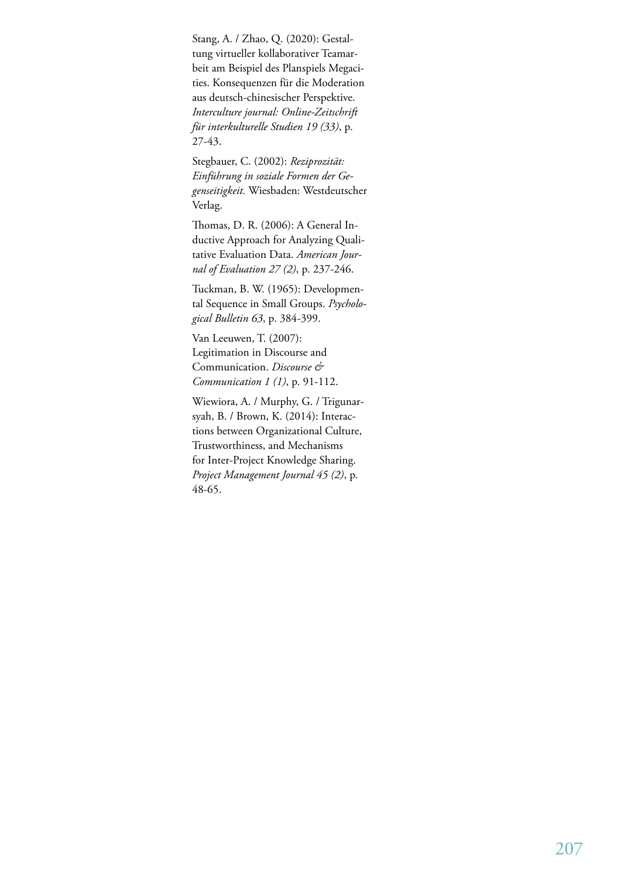Stang, A. / Zhao, Q. (2020): Gestaltung virtueller kollaborativer Teamarbeit am Beispiel des Planspiels Megacities. Konsequenzen für die Moderation aus deutsch-chinesischer Perspektive. *Interculture journal: Online-Zeitschrift für interkulturelle Studien 19 (33)*, p. 27-43.

Stegbauer, C. (2002): *Reziprozität: Einführung in soziale Formen der Gegenseitigkeit.* Wiesbaden: Westdeutscher Verlag.

Thomas, D. R. (2006): A General Inductive Approach for Analyzing Qualitative Evaluation Data. *American Journal of Evaluation 27 (2)*, p. 237-246.

Tuckman, B. W. (1965): Developmental Sequence in Small Groups. *Psychological Bulletin 63*, p. 384-399.

Van Leeuwen, T. (2007): Legitimation in Discourse and Communication. *Discourse & Communication 1 (1)*, p. 91-112.

Wiewiora, A. / Murphy, G. / Trigunarsyah, B. / Brown, K. (2014): Interactions between Organizational Culture, Trustworthiness, and Mechanisms for Inter-Project Knowledge Sharing. *Project Management Journal 45 (2)*, p. 48-65.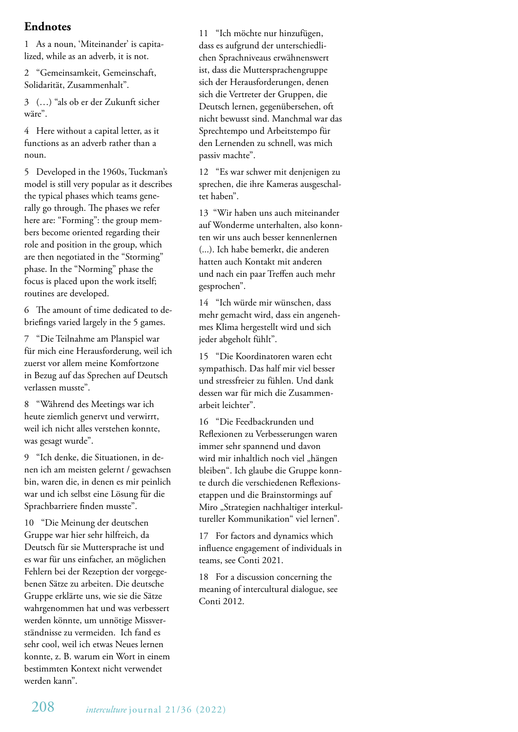## Endnotes

1 As a noun, 'Miteinander' is capitalized, while as an adverb, it is not.

2 "Gemeinsamkeit, Gemeinschaft, Solidarität, Zusammenhalt".

3 (…) "als ob er der Zukunft sicher wäre".

4 Here without a capital letter, as it functions as an adverb rather than a noun.

5 Developed in the 1960s, Tuckman's model is still very popular as it describes the typical phases which teams generally go through. The phases we refer here are: "Forming": the group members become oriented regarding their role and position in the group, which are then negotiated in the "Storming" phase. In the "Norming" phase the focus is placed upon the work itself; routines are developed.

6 The amount of time dedicated to debriefings varied largely in the 5 games.

7 "Die Teilnahme am Planspiel war für mich eine Herausforderung, weil ich zuerst vor allem meine Komfortzone in Bezug auf das Sprechen auf Deutsch verlassen musste".

8 "Während des Meetings war ich heute ziemlich genervt und verwirrt, weil ich nicht alles verstehen konnte, was gesagt wurde".

9 "Ich denke, die Situationen, in denen ich am meisten gelernt / gewachsen bin, waren die, in denen es mir peinlich war und ich selbst eine Lösung für die Sprachbarriere finden musste".

10 "Die Meinung der deutschen Gruppe war hier sehr hilfreich, da Deutsch für sie Muttersprache ist und es war für uns einfacher, an möglichen Fehlern bei der Rezeption der vorgegebenen Sätze zu arbeiten. Die deutsche Gruppe erklärte uns, wie sie die Sätze wahrgenommen hat und was verbessert werden könnte, um unnötige Missverständnisse zu vermeiden. Ich fand es sehr cool, weil ich etwas Neues lernen konnte, z. B. warum ein Wort in einem bestimmten Kontext nicht verwendet werden kann".

11 "Ich möchte nur hinzufügen, dass es aufgrund der unterschiedlichen Sprachniveaus erwähnenswert ist, dass die Muttersprachengruppe sich der Herausforderungen, denen sich die Vertreter der Gruppen, die Deutsch lernen, gegenübersehen, oft nicht bewusst sind. Manchmal war das Sprechtempo und Arbeitstempo für den Lernenden zu schnell, was mich passiv machte".

12 "Es war schwer mit denjenigen zu sprechen, die ihre Kameras ausgeschaltet haben".

13 "Wir haben uns auch miteinander auf Wonderme unterhalten, also konnten wir uns auch besser kennenlernen (...). Ich habe bemerkt, die anderen hatten auch Kontakt mit anderen und nach ein paar Treffen auch mehr gesprochen".

14 "Ich würde mir wünschen, dass mehr gemacht wird, dass ein angenehmes Klima hergestellt wird und sich jeder abgeholt fühlt".

15 "Die Koordinatoren waren echt sympathisch. Das half mir viel besser und stressfreier zu fühlen. Und dank dessen war für mich die Zusammenarbeit leichter".

16 "Die Feedbackrunden und Reflexionen zu Verbesserungen waren immer sehr spannend und davon wird mir inhaltlich noch viel „hängen bleiben". Ich glaube die Gruppe konnte durch die verschiedenen Reflexionsetappen und die Brainstormings auf Miro „Strategien nachhaltiger interkultureller Kommunikation" viel lernen".

17 For factors and dynamics which influence engagement of individuals in teams, see Conti 2021.

18 For a discussion concerning the meaning of intercultural dialogue, see Conti 2012.